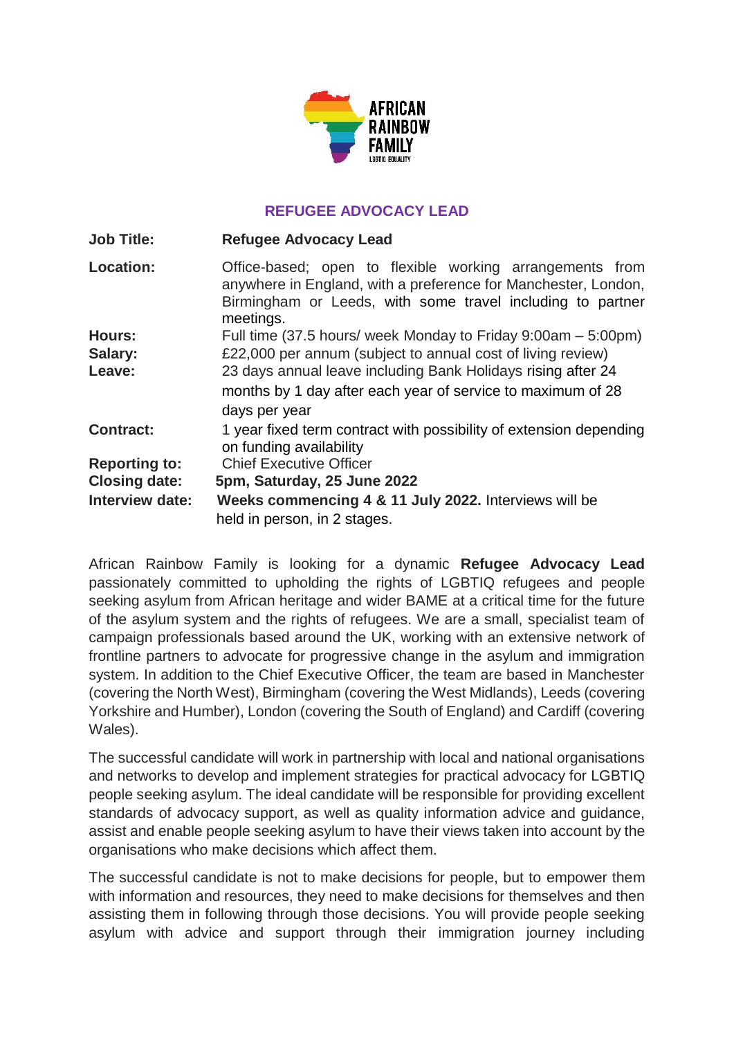# REFEREE ADVOCACY LEAD

| | |
|---|---|
| **Job Title:** | **Refugee Advocacy Lead** |
| **Location:** | Office-based; open to flexible working arrangements from anywhere in England, with a preference for Manchester, London, Birmingham or Leeds, with some travel including to partner meetings. |
| **Hours:** | Full time (37.5 hours/ week Monday to Friday 9:00am – 5:00pm) |
| **Salary:** | £22,000 per annum (subject to annual cost of living review) |
| **Leave:** | 23 days annual leave including Bank Holidays rising after 24 months by 1 day after each year of service to maximum of 28 days per year |
| **Contract:** | 1 year fixed term contract with possibility of extension depending on funding availability |
| **Reporting to:** | Chief Executive Officer |
| **Closing date:** | **5pm, Saturday, 25 June 2022** |
| **Interview date:** | **Weeks commencing 4 & 11 July 2022.** Interviews will be held in person, in 2 stages. |

African Rainbow Family is looking for a dynamic **Refugee Advocacy Lead** passionately committed to upholding the rights of LGBTIQ refugees and people seeking asylum from African heritage and wider BAME at a critical time for the future of the asylum system and the rights of refugees. We are a small, specialist team of campaign professionals based around the UK, working with an extensive network of frontline partners to advocate for progressive change in the asylum and immigration system. In addition to the Chief Executive Officer, the team are based in Manchester (covering the North West), Birmingham (covering the West Midlands), Leeds (covering Yorkshire and Humber), London (covering the South of England) and Cardiff (covering Wales).

The successful candidate will work in partnership with local and national organisations and networks to develop and implement strategies for practical advocacy for LGBTIQ people seeking asylum. The ideal candidate will be responsible for providing excellent standards of advocacy support, as well as quality information advice and guidance, assist and enable people seeking asylum to have their views taken into account by the organisations who make decisions which affect them.

The successful candidate is not to make decisions for people, but to empower them with information and resources, they need to make decisions for themselves and then assisting them in following through those decisions. You will provide people seeking asylum with advice and support through their immigration journey including

# REFUGEE ADVOCACY LEAD

| | |
|---|---|
| **Job Title:** | **Refugee Advocacy Lead** |
| **Location:** | Office-based; open to flexible working arrangements from anywhere in England, with a preference for Manchester, London, Birmingham or Leeds, with some travel including to partner meetings. |
| **Hours:** | Full time (37.5 hours/ week Monday to Friday 9:00am – 5:00pm) |
| **Salary:** | £22,000 per annum (subject to annual cost of living review) |
| **Leave:** | 23 days annual leave including Bank Holidays rising after 24 months by 1 day after each year of service to maximum of 28 days per year |
| **Contract:** | 1 year fixed term contract with possibility of extension depending on funding availability |
| **Reporting to:** | Chief Executive Officer |
| **Closing date:** | **5pm, Saturday, 25 June 2022** |
| **Interview date:** | **Weeks commencing 4 & 11 July 2022.** Interviews will be held in person, in 2 stages. |

African Rainbow Family is looking for a dynamic **Refugee Advocacy Lead** passionately committed to upholding the rights of LGBTIQ refugees and people seeking asylum from African heritage and wider BAME at a critical time for the future of the asylum system and the rights of refugees. We are a small, specialist team of campaign professionals based around the UK, working with an extensive network of frontline partners to advocate for progressive change in the asylum and immigration system. In addition to the Chief Executive Officer, the team are based in Manchester (covering the North West), Birmingham (covering the West Midlands), Leeds (covering Yorkshire and Humber), London (covering the South of England) and Cardiff (covering Wales).

The successful candidate will work in partnership with local and national organisations and networks to develop and implement strategies for practical advocacy for LGBTIQ people seeking asylum. The ideal candidate will be responsible for providing excellent standards of advocacy support, as well as quality information advice and guidance, assist and enable people seeking asylum to have their views taken into account by the organisations who make decisions which affect them.

The successful candidate is not to make decisions for people, but to empower them with information and resources, they need to make decisions for themselves and then assisting them in following through those decisions. You will provide people seeking asylum with advice and support through their immigration journey including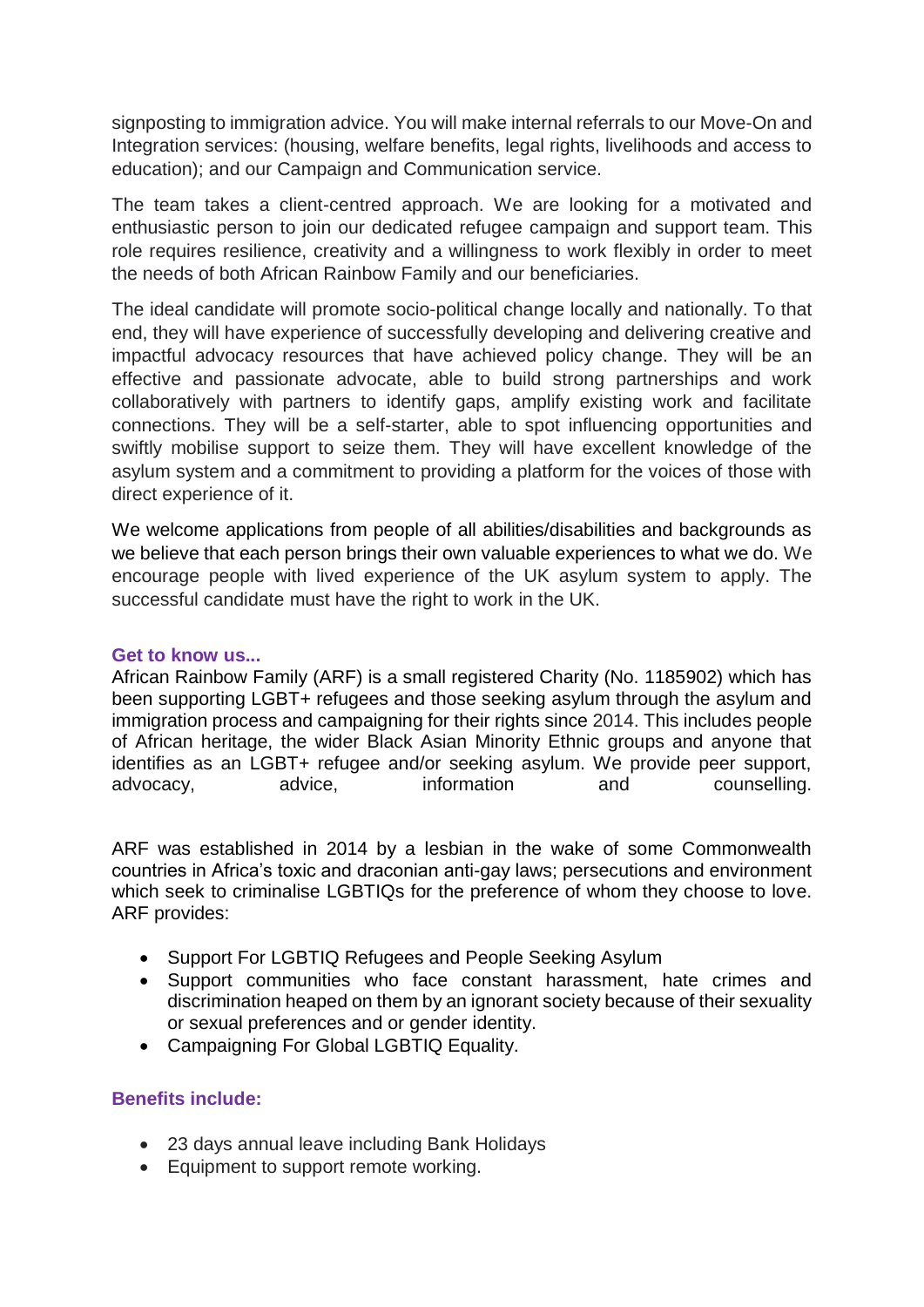signposting to immigration advice. You will make internal referrals to our Move-On and Integration services: (housing, welfare benefits, legal rights, livelihoods and access to education); and our Campaign and Communication service.

The team takes a client-centred approach. We are looking for a motivated and enthusiastic person to join our dedicated refugee campaign and support team. This role requires resilience, creativity and a willingness to work flexibly in order to meet the needs of both African Rainbow Family and our beneficiaries.

The ideal candidate will promote socio-political change locally and nationally. To that end, they will have experience of successfully developing and delivering creative and impactful advocacy resources that have achieved policy change. They will be an effective and passionate advocate, able to build strong partnerships and work collaboratively with partners to identify gaps, amplify existing work and facilitate connections. They will be a self-starter, able to spot influencing opportunities and swiftly mobilise support to seize them. They will have excellent knowledge of the asylum system and a commitment to providing a platform for the voices of those with direct experience of it.

We welcome applications from people of all abilities/disabilities and backgrounds as we believe that each person brings their own valuable experiences to what we do. We encourage people with lived experience of the UK asylum system to apply. The successful candidate must have the right to work in the UK.

### Get to know us...

African Rainbow Family (ARF) is a small registered Charity (No. 1185902) which has been supporting LGBT+ refugees and those seeking asylum through the asylum and immigration process and campaigning for their rights since 2014. This includes people of African heritage, the wider Black Asian Minority Ethnic groups and anyone that identifies as an LGBT+ refugee and/or seeking asylum. We provide peer support, advocacy, advice, information and counselling.

ARF was established in 2014 by a lesbian in the wake of some Commonwealth countries in Africa's toxic and draconian anti-gay laws; persecutions and environment which seek to criminalise LGBTIQs for the preference of whom they choose to love. ARF provides:

- Support For LGBTIQ Refugees and People Seeking Asylum
- Support communities who face constant harassment, hate crimes and discrimination heaped on them by an ignorant society because of their sexuality or sexual preferences and or gender identity.
- Campaigning For Global LGBTIQ Equality.

### Benefits include:

- 23 days annual leave including Bank Holidays
- Equipment to support remote working.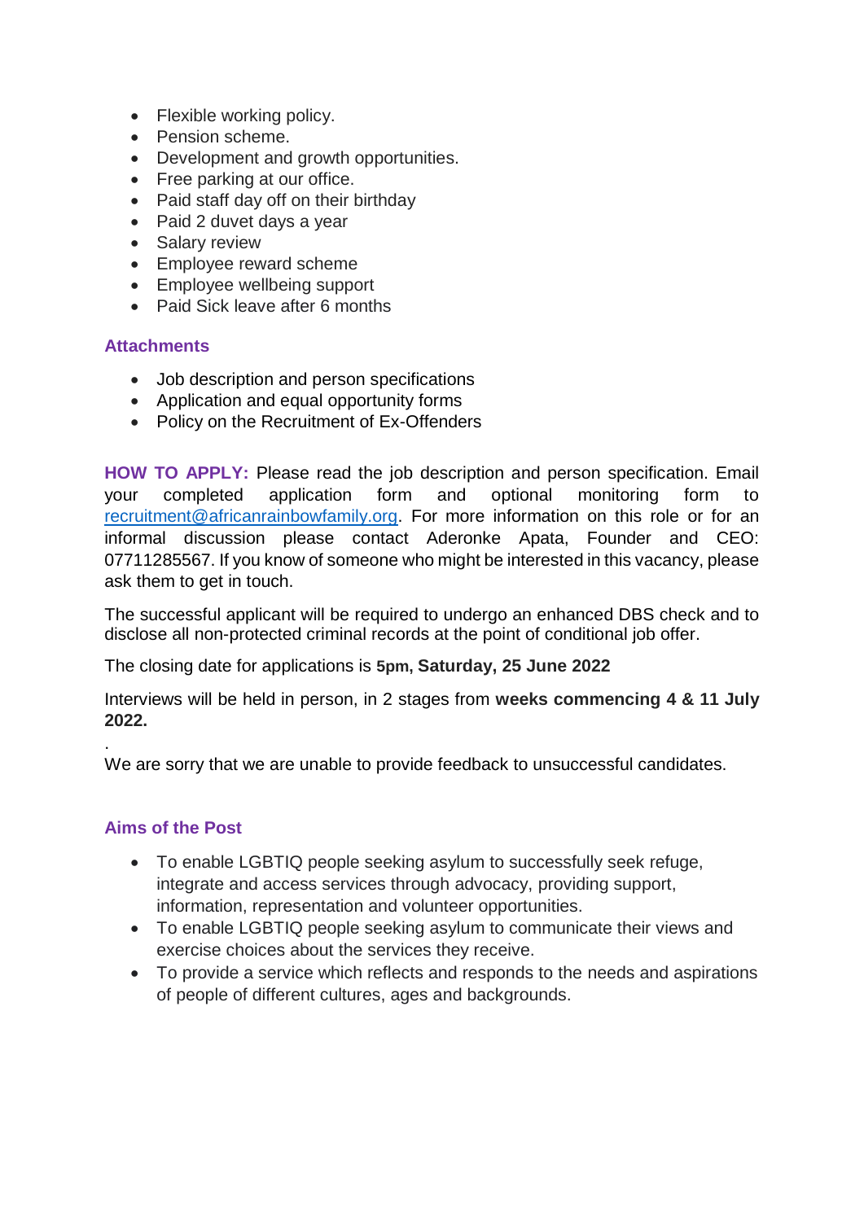- Flexible working policy.
- Pension scheme.
- Development and growth opportunities.
- Free parking at our office.
- Paid staff day off on their birthday
- Paid 2 duvet days a year
- Salary review
- Employee reward scheme
- Employee wellbeing support
- Paid Sick leave after 6 months

## Attachments

- Job description and person specifications
- Application and equal opportunity forms
- Policy on the Recruitment of Ex-Offenders

**HOW TO APPLY:** Please read the job description and person specification. Email your completed application form and optional monitoring form to recruitment@africanrainbowfamily.org. For more information on this role or for an informal discussion please contact Aderonke Apata, Founder and CEO: 07711285567. If you know of someone who might be interested in this vacancy, please ask them to get in touch.

The successful applicant will be required to undergo an enhanced DBS check and to disclose all non-protected criminal records at the point of conditional job offer.

The closing date for applications is **5pm, Saturday, 25 June 2022**

Interviews will be held in person, in 2 stages from **weeks commencing 4 & 11 July 2022.**

.

We are sorry that we are unable to provide feedback to unsuccessful candidates.

## Aims of the Post

- To enable LGBTIQ people seeking asylum to successfully seek refuge, integrate and access services through advocacy, providing support, information, representation and volunteer opportunities.
- To enable LGBTIQ people seeking asylum to communicate their views and exercise choices about the services they receive.
- To provide a service which reflects and responds to the needs and aspirations of people of different cultures, ages and backgrounds.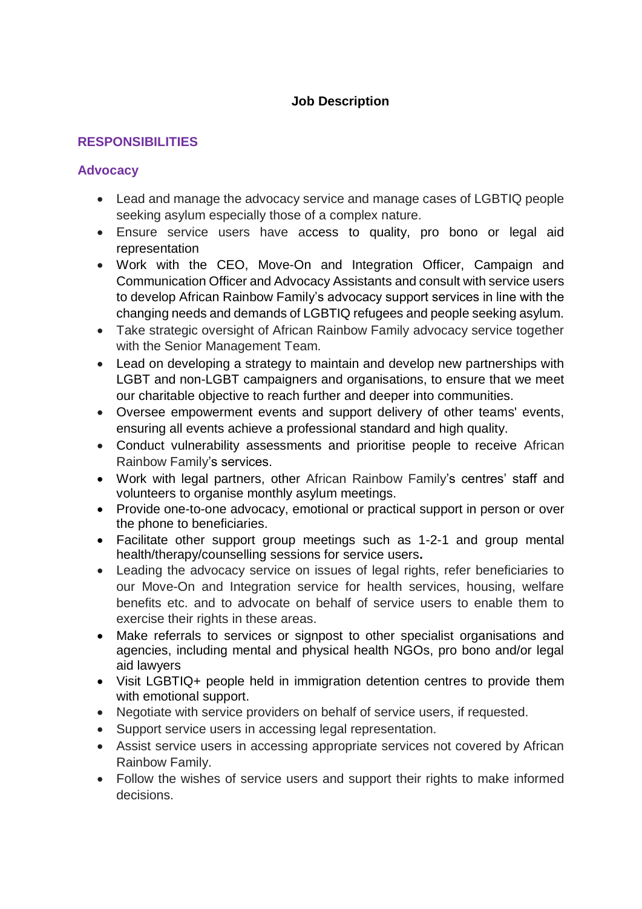**Job Description**

## RESPONSIBILITIES

### Advocacy

- Lead and manage the advocacy service and manage cases of LGBTIQ people seeking asylum especially those of a complex nature.
- Ensure service users have access to quality, pro bono or legal aid representation
- Work with the CEO, Move-On and Integration Officer, Campaign and Communication Officer and Advocacy Assistants and consult with service users to develop African Rainbow Family's advocacy support services in line with the changing needs and demands of LGBTIQ refugees and people seeking asylum.
- Take strategic oversight of African Rainbow Family advocacy service together with the Senior Management Team.
- Lead on developing a strategy to maintain and develop new partnerships with LGBT and non-LGBT campaigners and organisations, to ensure that we meet our charitable objective to reach further and deeper into communities.
- Oversee empowerment events and support delivery of other teams' events, ensuring all events achieve a professional standard and high quality.
- Conduct vulnerability assessments and prioritise people to receive African Rainbow Family's services.
- Work with legal partners, other African Rainbow Family's centres' staff and volunteers to organise monthly asylum meetings.
- Provide one-to-one advocacy, emotional or practical support in person or over the phone to beneficiaries.
- Facilitate other support group meetings such as 1-2-1 and group mental health/therapy/counselling sessions for service users**.**
- Leading the advocacy service on issues of legal rights, refer beneficiaries to our Move-On and Integration service for health services, housing, welfare benefits etc. and to advocate on behalf of service users to enable them to exercise their rights in these areas.
- Make referrals to services or signpost to other specialist organisations and agencies, including mental and physical health NGOs, pro bono and/or legal aid lawyers
- Visit LGBTIQ+ people held in immigration detention centres to provide them with emotional support.
- Negotiate with service providers on behalf of service users, if requested.
- Support service users in accessing legal representation.
- Assist service users in accessing appropriate services not covered by African Rainbow Family.
- Follow the wishes of service users and support their rights to make informed decisions.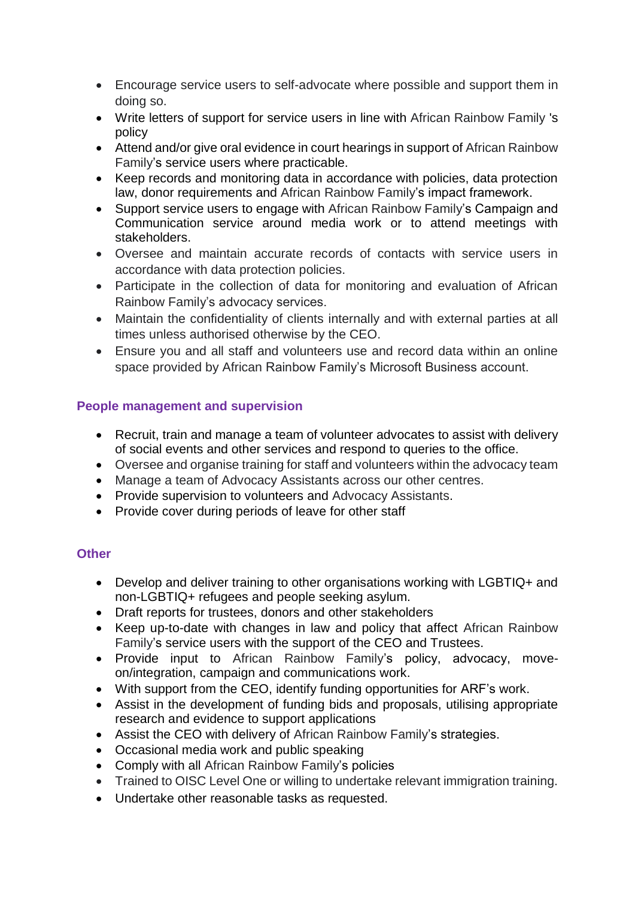- Encourage service users to self-advocate where possible and support them in doing so.
- Write letters of support for service users in line with African Rainbow Family 's policy
- Attend and/or give oral evidence in court hearings in support of African Rainbow Family's service users where practicable.
- Keep records and monitoring data in accordance with policies, data protection law, donor requirements and African Rainbow Family's impact framework.
- Support service users to engage with African Rainbow Family's Campaign and Communication service around media work or to attend meetings with stakeholders.
- Oversee and maintain accurate records of contacts with service users in accordance with data protection policies.
- Participate in the collection of data for monitoring and evaluation of African Rainbow Family's advocacy services.
- Maintain the confidentiality of clients internally and with external parties at all times unless authorised otherwise by the CEO.
- Ensure you and all staff and volunteers use and record data within an online space provided by African Rainbow Family's Microsoft Business account.

### People management and supervision

- Recruit, train and manage a team of volunteer advocates to assist with delivery of social events and other services and respond to queries to the office.
- Oversee and organise training for staff and volunteers within the advocacy team
- Manage a team of Advocacy Assistants across our other centres.
- Provide supervision to volunteers and Advocacy Assistants.
- Provide cover during periods of leave for other staff

### Other

- Develop and deliver training to other organisations working with LGBTIQ+ and non-LGBTIQ+ refugees and people seeking asylum.
- Draft reports for trustees, donors and other stakeholders
- Keep up-to-date with changes in law and policy that affect African Rainbow Family's service users with the support of the CEO and Trustees.
- Provide input to African Rainbow Family's policy, advocacy, move-on/integration, campaign and communications work.
- With support from the CEO, identify funding opportunities for ARF's work.
- Assist in the development of funding bids and proposals, utilising appropriate research and evidence to support applications
- Assist the CEO with delivery of African Rainbow Family's strategies.
- Occasional media work and public speaking
- Comply with all African Rainbow Family's policies
- Trained to OISC Level One or willing to undertake relevant immigration training.
- Undertake other reasonable tasks as requested.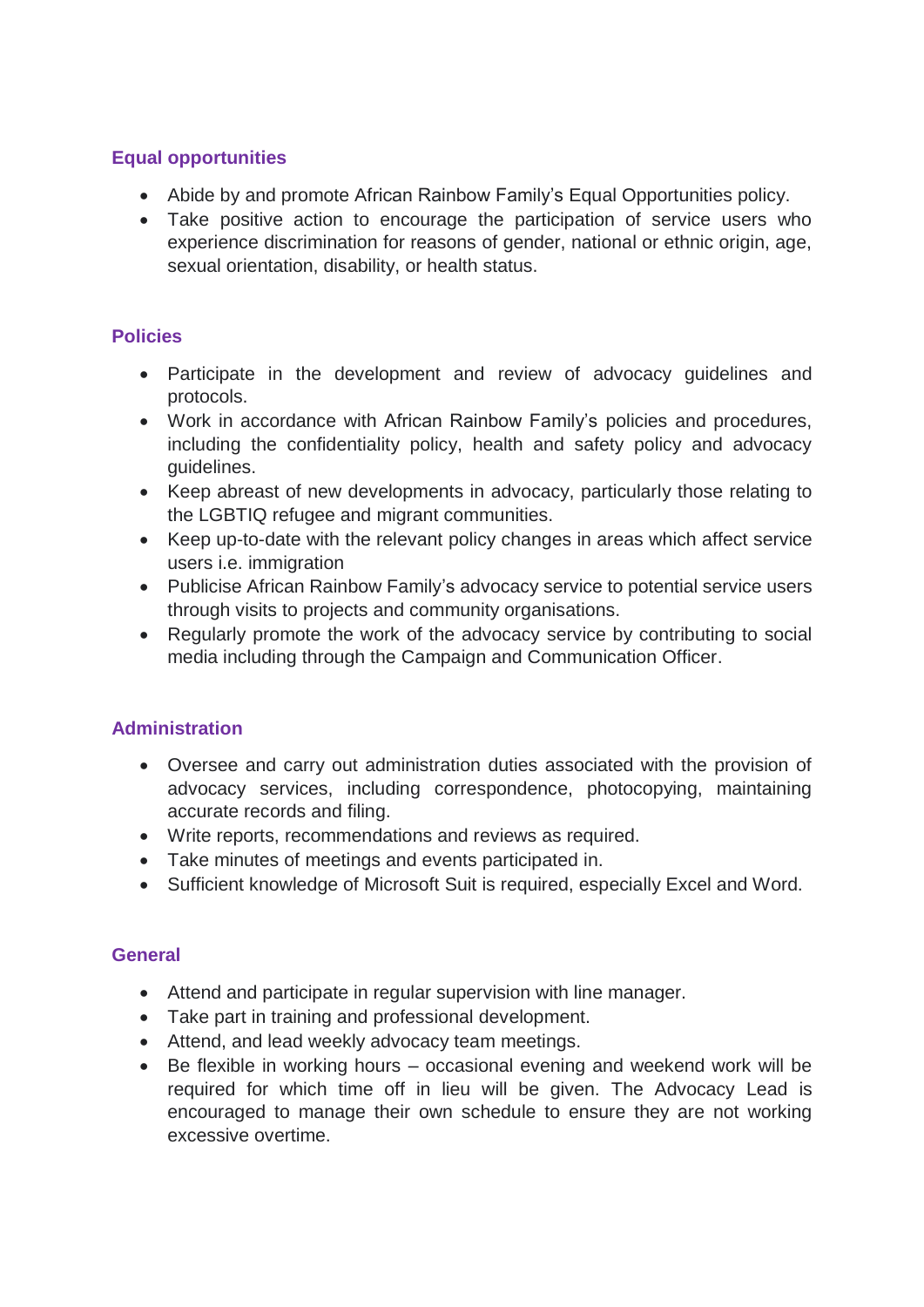### Equal opportunities

- Abide by and promote African Rainbow Family's Equal Opportunities policy.
- Take positive action to encourage the participation of service users who experience discrimination for reasons of gender, national or ethnic origin, age, sexual orientation, disability, or health status.

### Policies

- Participate in the development and review of advocacy guidelines and protocols.
- Work in accordance with African Rainbow Family's policies and procedures, including the confidentiality policy, health and safety policy and advocacy guidelines.
- Keep abreast of new developments in advocacy, particularly those relating to the LGBTIQ refugee and migrant communities.
- Keep up-to-date with the relevant policy changes in areas which affect service users i.e. immigration
- Publicise African Rainbow Family's advocacy service to potential service users through visits to projects and community organisations.
- Regularly promote the work of the advocacy service by contributing to social media including through the Campaign and Communication Officer.

### Administration

- Oversee and carry out administration duties associated with the provision of advocacy services, including correspondence, photocopying, maintaining accurate records and filing.
- Write reports, recommendations and reviews as required.
- Take minutes of meetings and events participated in.
- Sufficient knowledge of Microsoft Suit is required, especially Excel and Word.

### General

- Attend and participate in regular supervision with line manager.
- Take part in training and professional development.
- Attend, and lead weekly advocacy team meetings.
- Be flexible in working hours – occasional evening and weekend work will be required for which time off in lieu will be given. The Advocacy Lead is encouraged to manage their own schedule to ensure they are not working excessive overtime.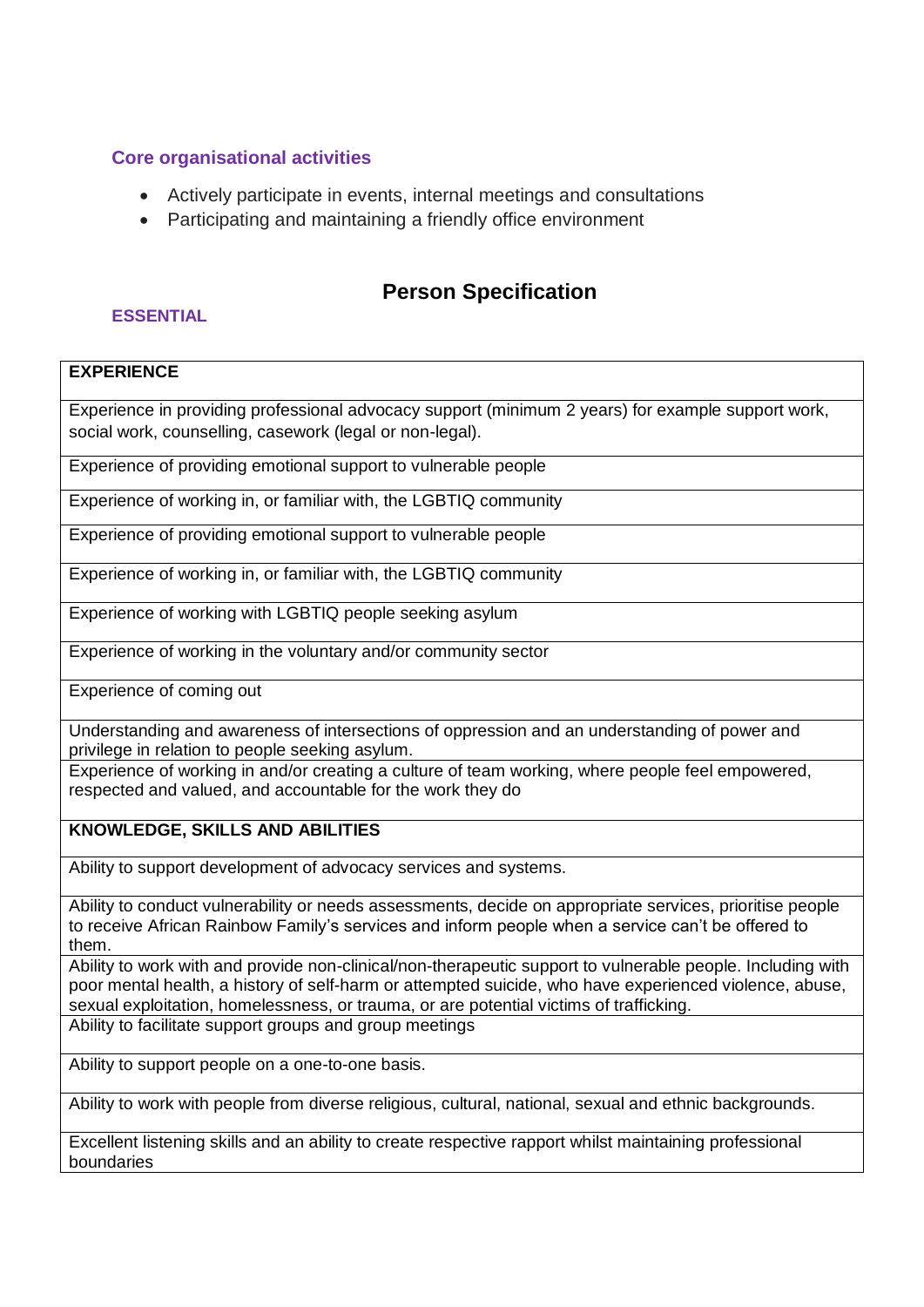### Core organisational activities

- Actively participate in events, internal meetings and consultations
- Participating and maintaining a friendly office environment

## Person Specification

**ESSENTIAL**

| **EXPERIENCE** |
|---|
| Experience in providing professional advocacy support (minimum 2 years) for example support work, social work, counselling, casework (legal or non-legal). |
| Experience of providing emotional support to vulnerable people |
| Experience of working in, or familiar with, the LGBTIQ community |
| Experience of providing emotional support to vulnerable people |
| Experience of working in, or familiar with, the LGBTIQ community |
| Experience of working with LGBTIQ people seeking asylum |
| Experience of working in the voluntary and/or community sector |
| Experience of coming out |
| Understanding and awareness of intersections of oppression and an understanding of power and privilege in relation to people seeking asylum. |
| Experience of working in and/or creating a culture of team working, where people feel empowered, respected and valued, and accountable for the work they do |
| **KNOWLEDGE, SKILLS AND ABILITIES** |
| Ability to support development of advocacy services and systems. |
| Ability to conduct vulnerability or needs assessments, decide on appropriate services, prioritise people to receive African Rainbow Family's services and inform people when a service can't be offered to them. |
| Ability to work with and provide non-clinical/non-therapeutic support to vulnerable people. Including with poor mental health, a history of self-harm or attempted suicide, who have experienced violence, abuse, sexual exploitation, homelessness, or trauma, or are potential victims of trafficking. |
| Ability to facilitate support groups and group meetings |
| Ability to support people on a one-to-one basis. |
| Ability to work with people from diverse religious, cultural, national, sexual and ethnic backgrounds. |
| Excellent listening skills and an ability to create respective rapport whilst maintaining professional boundaries |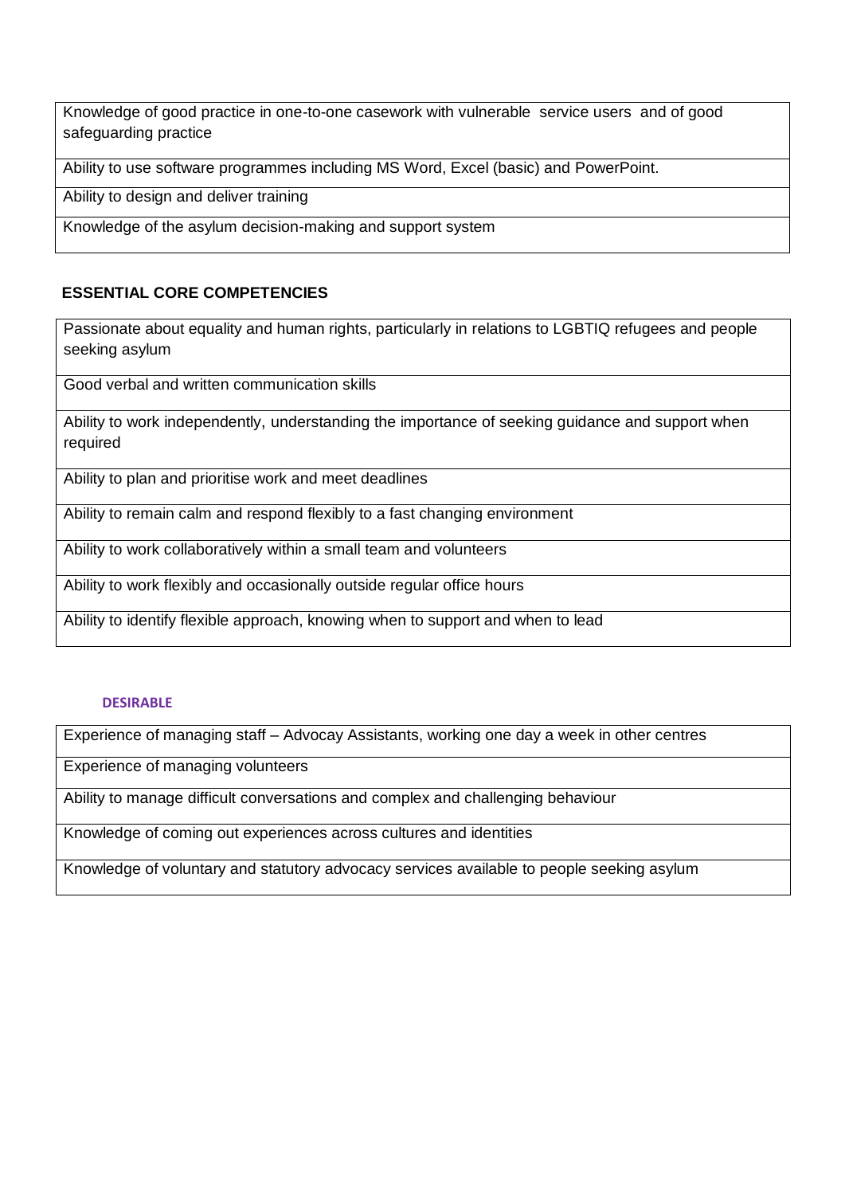| |
|---|
| Knowledge of good practice in one-to-one casework with vulnerable service users and of good safeguarding practice |
| Ability to use software programmes including MS Word, Excel (basic) and PowerPoint. |
| Ability to design and deliver training |
| Knowledge of the asylum decision-making and support system |

**ESSENTIAL CORE COMPETENCIES**

| |
|---|
| Passionate about equality and human rights, particularly in relations to LGBTIQ refugees and people seeking asylum |
| Good verbal and written communication skills |
| Ability to work independently, understanding the importance of seeking guidance and support when required |
| Ability to plan and prioritise work and meet deadlines |
| Ability to remain calm and respond flexibly to a fast changing environment |
| Ability to work collaboratively within a small team and volunteers |
| Ability to work flexibly and occasionally outside regular office hours |
| Ability to identify flexible approach, knowing when to support and when to lead |

**DESIRABLE**

| |
|---|
| Experience of managing staff – Advocay Assistants, working one day a week in other centres |
| Experience of managing volunteers |
| Ability to manage difficult conversations and complex and challenging behaviour |
| Knowledge of coming out experiences across cultures and identities |
| Knowledge of voluntary and statutory advocacy services available to people seeking asylum |